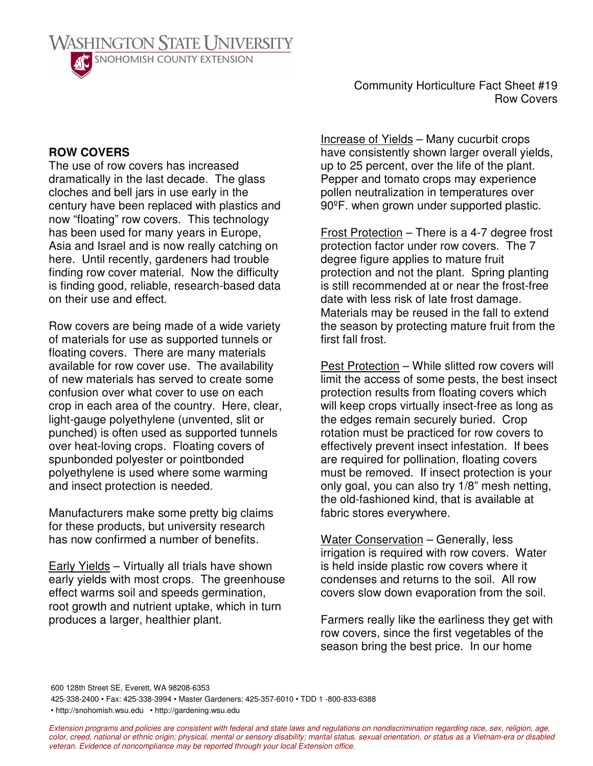Community Horticulture Fact Sheet #19
Row Covers

## ROW COVERS

The use of row covers has increased dramatically in the last decade. The glass cloches and bell jars in use early in the century have been replaced with plastics and now "floating" row covers. This technology has been used for many years in Europe, Asia and Israel and is now really catching on here. Until recently, gardeners had trouble finding row cover material. Now the difficulty is finding good, reliable, research-based data on their use and effect.

Row covers are being made of a wide variety of materials for use as supported tunnels or floating covers. There are many materials available for row cover use. The availability of new materials has served to create some confusion over what cover to use on each crop in each area of the country. Here, clear, light-gauge polyethylene (unvented, slit or punched) is often used as supported tunnels over heat-loving crops. Floating covers of spunbonded polyester or pointbonded polyethylene is used where some warming and insect protection is needed.

Manufacturers make some pretty big claims for these products, but university research has now confirmed a number of benefits.

Early Yields – Virtually all trials have shown early yields with most crops. The greenhouse effect warms soil and speeds germination, root growth and nutrient uptake, which in turn produces a larger, healthier plant.

Increase of Yields – Many cucurbit crops have consistently shown larger overall yields, up to 25 percent, over the life of the plant. Pepper and tomato crops may experience pollen neutralization in temperatures over 90ºF. when grown under supported plastic.

Frost Protection – There is a 4-7 degree frost protection factor under row covers. The 7 degree figure applies to mature fruit protection and not the plant. Spring planting is still recommended at or near the frost-free date with less risk of late frost damage. Materials may be reused in the fall to extend the season by protecting mature fruit from the first fall frost.

Pest Protection – While slitted row covers will limit the access of some pests, the best insect protection results from floating covers which will keep crops virtually insect-free as long as the edges remain securely buried. Crop rotation must be practiced for row covers to effectively prevent insect infestation. If bees are required for pollination, floating covers must be removed. If insect protection is your only goal, you can also try 1/8" mesh netting, the old-fashioned kind, that is available at fabric stores everywhere.

Water Conservation – Generally, less irrigation is required with row covers. Water is held inside plastic row covers where it condenses and returns to the soil. All row covers slow down evaporation from the soil.

Farmers really like the earliness they get with row covers, since the first vegetables of the season bring the best price. In our home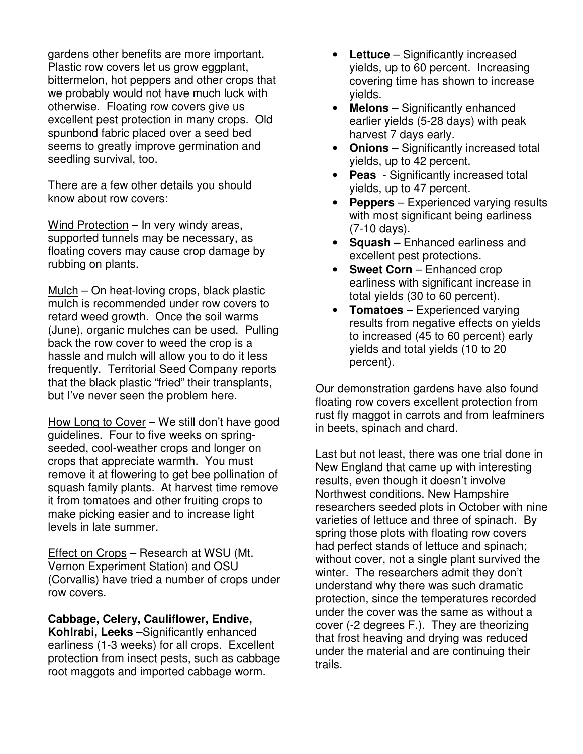gardens other benefits are more important. Plastic row covers let us grow eggplant, bittermelon, hot peppers and other crops that we probably would not have much luck with otherwise. Floating row covers give us excellent pest protection in many crops. Old spunbond fabric placed over a seed bed seems to greatly improve germination and seedling survival, too.

There are a few other details you should know about row covers:

Wind Protection – In very windy areas, supported tunnels may be necessary, as floating covers may cause crop damage by rubbing on plants.

Mulch – On heat-loving crops, black plastic mulch is recommended under row covers to retard weed growth. Once the soil warms (June), organic mulches can be used. Pulling back the row cover to weed the crop is a hassle and mulch will allow you to do it less frequently. Territorial Seed Company reports that the black plastic "fried" their transplants, but I've never seen the problem here.

How Long to Cover – We still don't have good guidelines. Four to five weeks on spring-seeded, cool-weather crops and longer on crops that appreciate warmth. You must remove it at flowering to get bee pollination of squash family plants. At harvest time remove it from tomatoes and other fruiting crops to make picking easier and to increase light levels in late summer.

Effect on Crops – Research at WSU (Mt. Vernon Experiment Station) and OSU (Corvallis) have tried a number of crops under row covers.

**Cabbage, Celery, Cauliflower, Endive, Kohlrabi, Leeks** –Significantly enhanced earliness (1-3 weeks) for all crops. Excellent protection from insect pests, such as cabbage root maggots and imported cabbage worm.

- **Lettuce** – Significantly increased yields, up to 60 percent. Increasing covering time has shown to increase yields.
- **Melons** – Significantly enhanced earlier yields (5-28 days) with peak harvest 7 days early.
- **Onions** – Significantly increased total yields, up to 42 percent.
- **Peas** - Significantly increased total yields, up to 47 percent.
- **Peppers** – Experienced varying results with most significant being earliness (7-10 days).
- **Squash –** Enhanced earliness and excellent pest protections.
- **Sweet Corn** – Enhanced crop earliness with significant increase in total yields (30 to 60 percent).
- **Tomatoes** – Experienced varying results from negative effects on yields to increased (45 to 60 percent) early yields and total yields (10 to 20 percent).

Our demonstration gardens have also found floating row covers excellent protection from rust fly maggot in carrots and from leafminers in beets, spinach and chard.

Last but not least, there was one trial done in New England that came up with interesting results, even though it doesn't involve Northwest conditions. New Hampshire researchers seeded plots in October with nine varieties of lettuce and three of spinach. By spring those plots with floating row covers had perfect stands of lettuce and spinach; without cover, not a single plant survived the winter. The researchers admit they don't understand why there was such dramatic protection, since the temperatures recorded under the cover was the same as without a cover (-2 degrees F.). They are theorizing that frost heaving and drying was reduced under the material and are continuing their trails.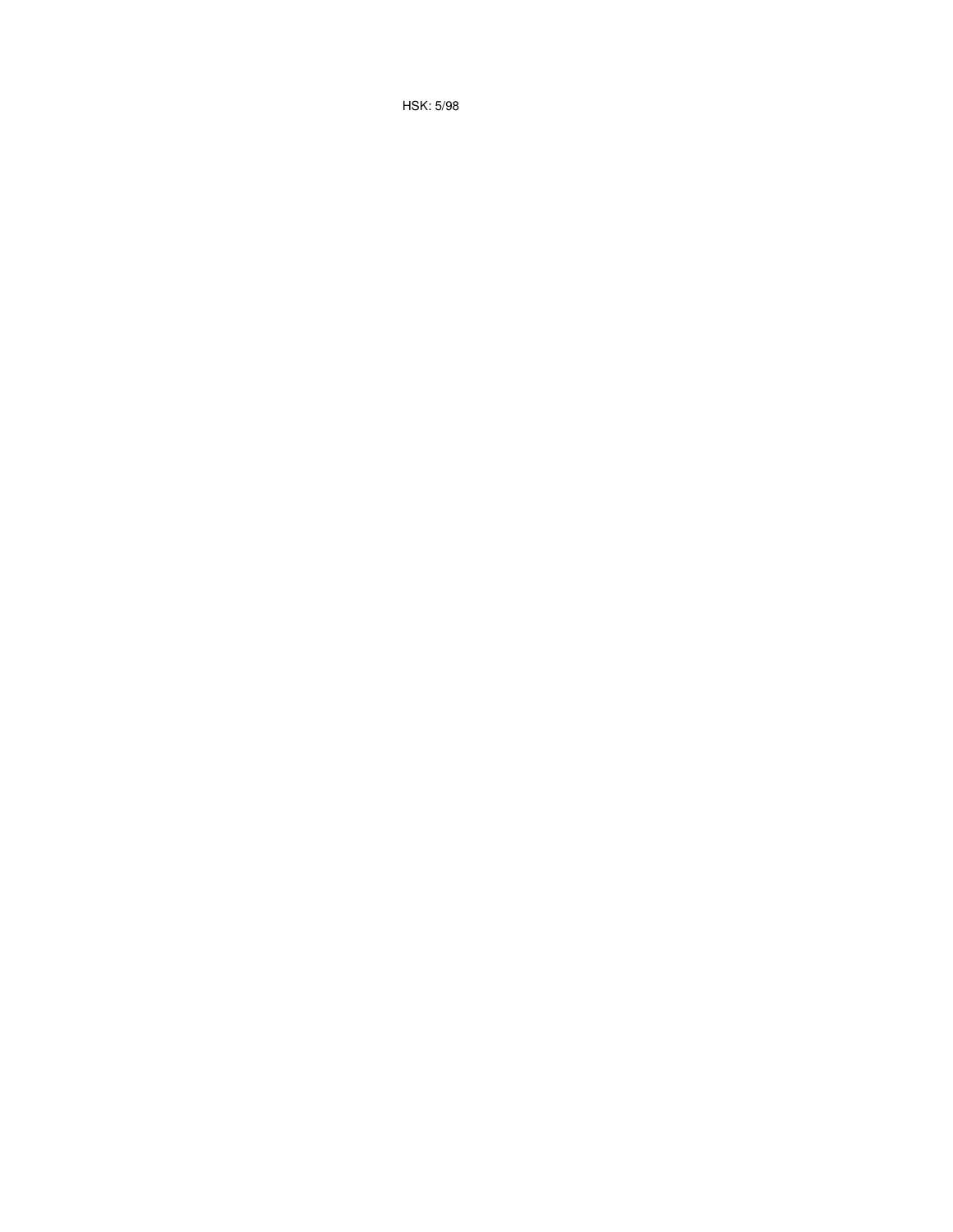HSK: 5/98